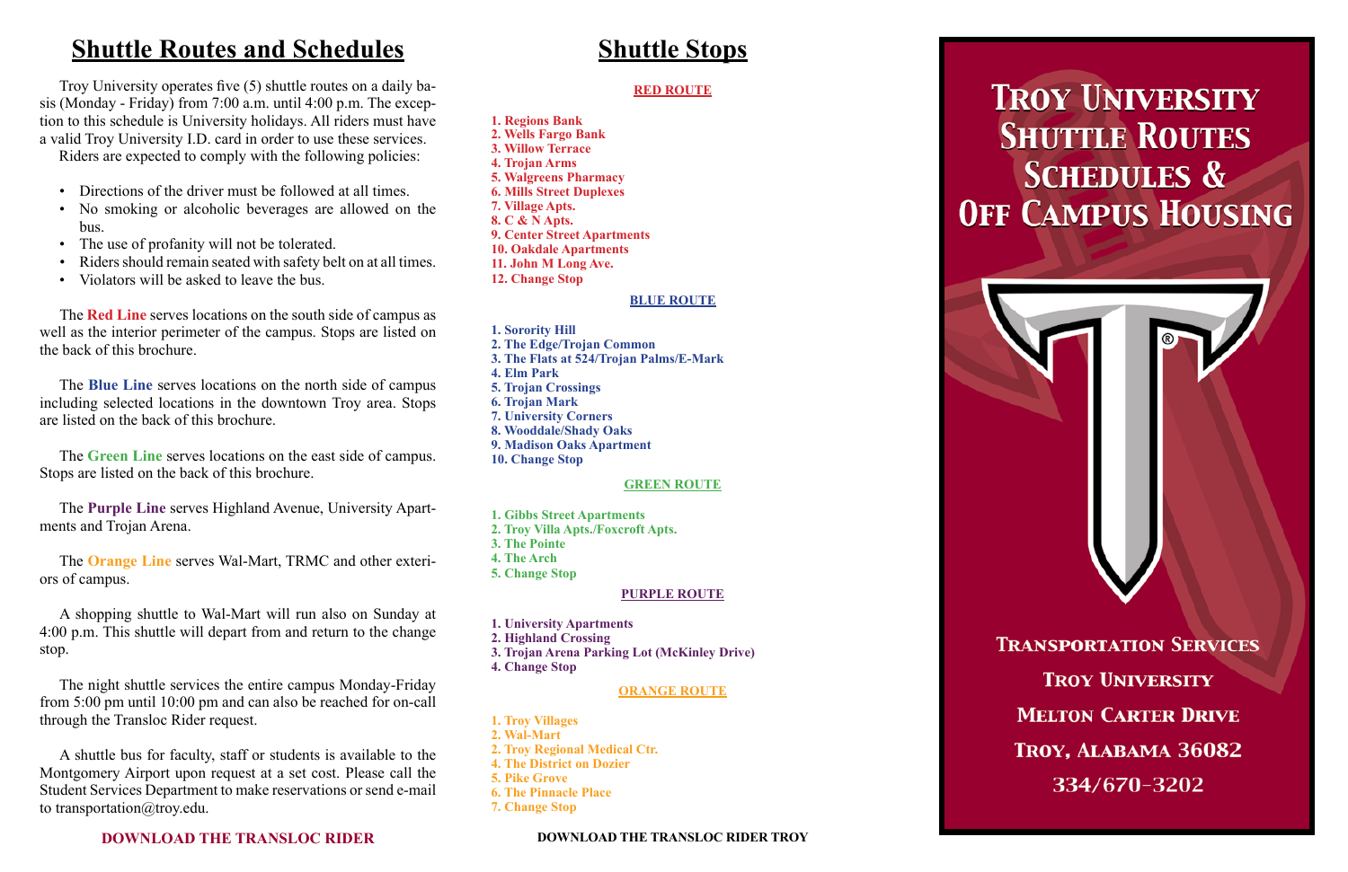# Shuttle Routes and Schedules

Troy University operates five (5) shuttle routes on a daily basis (Monday - Friday) from 7:00 a.m. until 4:00 p.m. The exception to this schedule is University holidays. All riders must have a valid Troy University I.D. card in order to use these services.

Riders are expected to comply with the following policies:

- Directions of the driver must be followed at all times.
- No smoking or alcoholic beverages are allowed on the bus.
- The use of profanity will not be tolerated.
- Riders should remain seated with safety belt on at all times.
- Violators will be asked to leave the bus.

The **Red Line** serves locations on the south side of campus as well as the interior perimeter of the campus. Stops are listed on the back of this brochure.

The **Blue Line** serves locations on the north side of campus including selected locations in the downtown Troy area. Stops are listed on the back of this brochure.

The **Green Line** serves locations on the east side of campus. Stops are listed on the back of this brochure.

The **Purple Line** serves Highland Avenue, University Apartments and Trojan Arena.

The **Orange Line** serves Wal-Mart, TRMC and other exteriors of campus.

A shopping shuttle to Wal-Mart will run also on Sunday at 4:00 p.m. This shuttle will depart from and return to the change stop.

The night shuttle services the entire campus Monday-Friday from 5:00 pm until 10:00 pm and can also be reached for on-call through the Transloc Rider request.

A shuttle bus for faculty, staff or students is available to the Montgomery Airport upon request at a set cost. Please call the Student Services Department to make reservations or send e-mail to transportation@troy.edu.

**DOWNLOAD THE TRANSLOC RIDER**

# Shuttle Stops

**RED ROUTE**

1. Regions Bank
2. Wells Fargo Bank
3. Willow Terrace
4. Trojan Arms
5. Walgreens Pharmacy
6. Mills Street Duplexes
7. Village Apts.
8. C & N Apts.
9. Center Street Apartments
10. Oakdale Apartments
11. John M Long Ave.
12. Change Stop

**BLUE ROUTE**

1. Sorority Hill
2. The Edge/Trojan Common
3. The Flats at 524/Trojan Palms/E-Mark
4. Elm Park
5. Trojan Crossings
6. Trojan Mark
7. University Corners
8. Wooddale/Shady Oaks
9. Madison Oaks Apartment
10. Change Stop

**GREEN ROUTE**

1. Gibbs Street Apartments
2. Troy Villa Apts./Foxcroft Apts.
3. The Pointe
4. The Arch
5. Change Stop

**PURPLE ROUTE**

1. University Apartments
2. Highland Crossing
3. Trojan Arena Parking Lot (McKinley Drive)
4. Change Stop

**ORANGE ROUTE**

1. Troy Villages
2. Wal-Mart
2. Troy Regional Medical Ctr.
4. The District on Dozier
5. Pike Grove
6. The Pinnacle Place
7. Change Stop

**DOWNLOAD THE TRANSLOC RIDER TROY**

# Troy University Shuttle Routes Schedules & Off Campus Housing

**Transportation Services**
**Troy University**
**Melton Carter Drive**
**Troy, Alabama 36082**
**334/670-3202**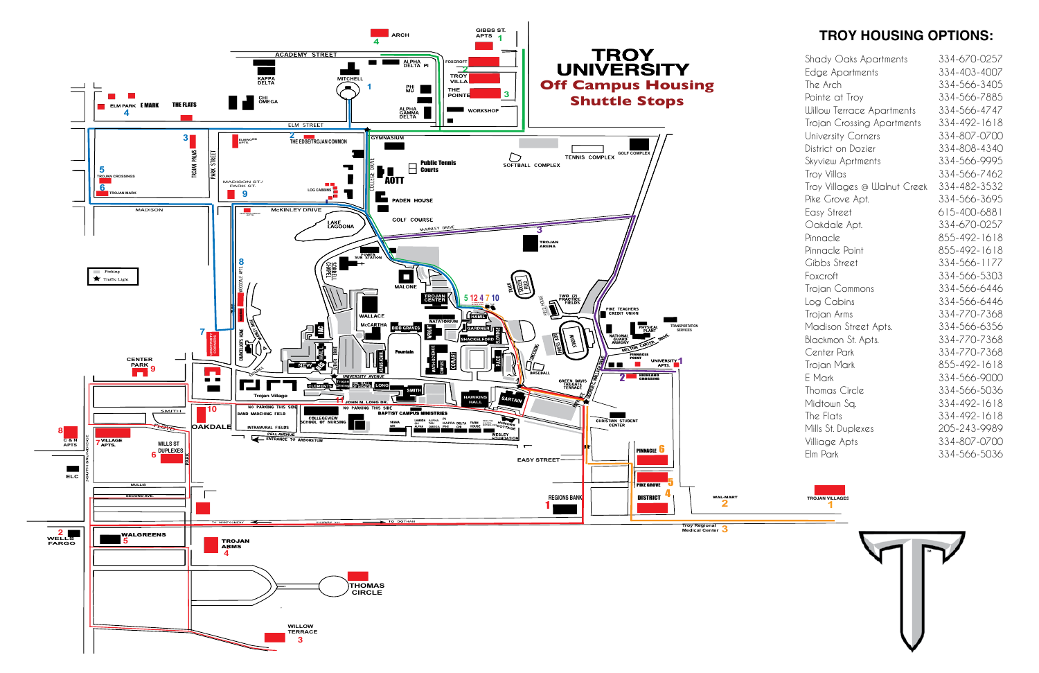# TROY UNIVERSITY

## Off Campus Housing Shuttle Stops

ACADEMY STREET
ELM STREET
MADISON
MCKINLEY DRIVE
UNIVERSITY AVENUE
JOHN M. LONG DR.
EASY STREET
SMITH
OAKDALE
MULLIS
SECOND AVE.
TO MONTGOMERY
HIGHWAY 231
TO DOTHAN
PELL AVENUE
ENTRANCE TO ARBORETUM

Parking
Traffic Light

## TROY HOUSING OPTIONS:

| | |
|---|---|
| Shady Oaks Apartments | 334-670-0257 |
| Edge Apartments | 334-403-4007 |
| The Arch | 334-566-3405 |
| Pointe at Troy | 334-566-7885 |
| Willow Terrace Apartments | 334-566-4747 |
| Trojan Crossing Apartments | 334-492-1618 |
| University Corners | 334-807-0700 |
| District on Dozier | 334-808-4340 |
| Skyview Aprtments | 334-566-9995 |
| Troy Villas | 334-566-7462 |
| Troy Villages @ Walnut Creek | 334-482-3532 |
| Pike Grove Apt. | 334-566-3695 |
| Easy Street | 615-400-6881 |
| Oakdale Apt. | 334-670-0257 |
| Pinnacle | 855-492-1618 |
| Pinnacle Point | 855-492-1618 |
| Gibbs Street | 334-566-1177 |
| Foxcroft | 334-566-5303 |
| Trojan Commons | 334-566-6446 |
| Log Cabins | 334-566-6446 |
| Trojan Arms | 334-770-7368 |
| Madison Street Apts. | 334-566-6356 |
| Blackmon St. Apts. | 334-770-7368 |
| Center Park | 334-770-7368 |
| Trojan Mark | 855-492-1618 |
| E Mark | 334-566-9000 |
| Thomas Circle | 334-566-5036 |
| Midtown Sq. | 334-492-1618 |
| The Flats | 334-492-1618 |
| Mills St. Duplexes | 205-243-9989 |
| Villiage Apts | 334-807-0700 |
| Elm Park | 334-566-5036 |